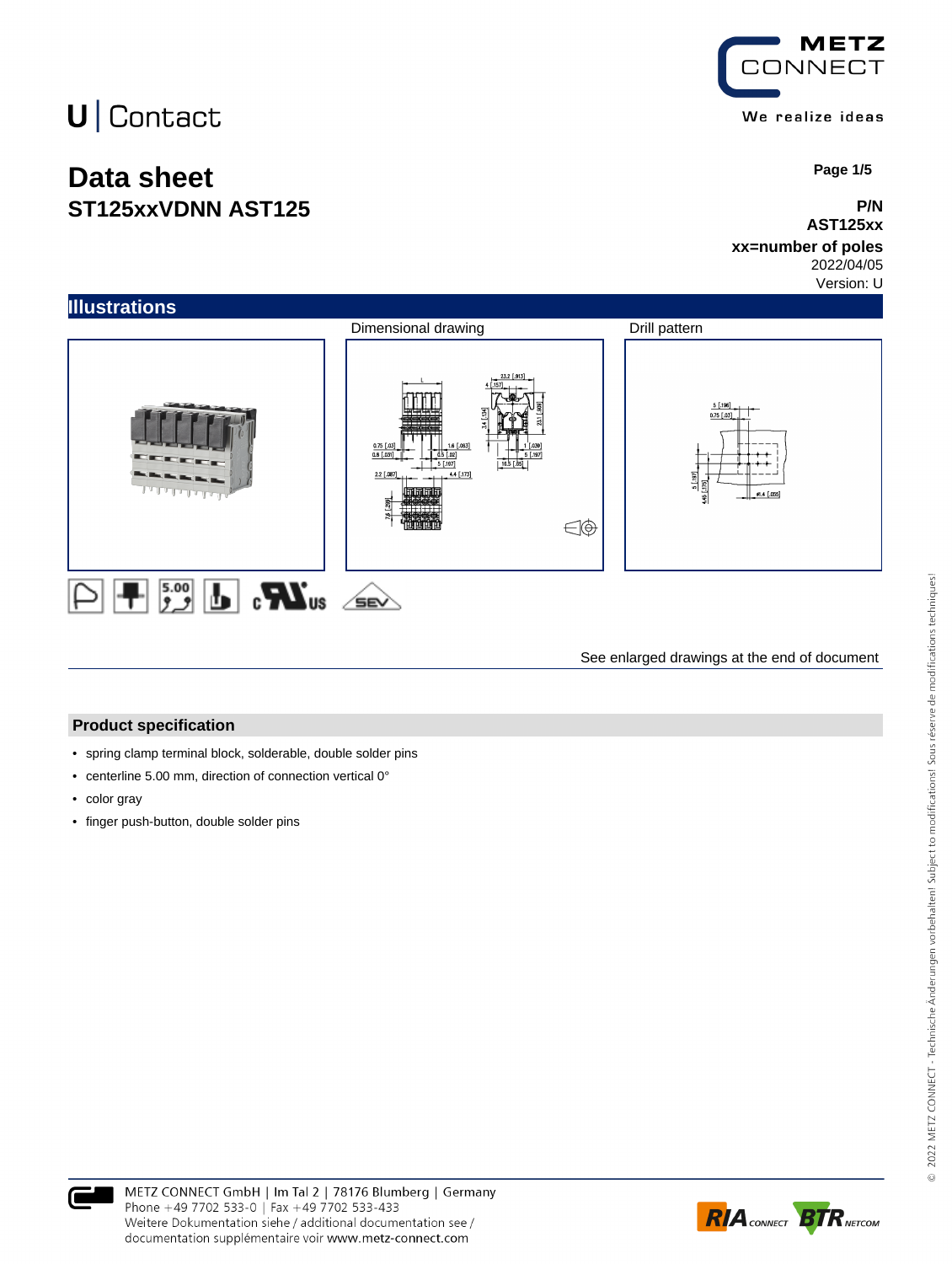U | Contact

# Data sheet
## ST125xxVDNN AST125

**P/N**
**AST125xx**
**xx=number of poles**
2022/04/05
Version: U

## Illustrations

Dimensional drawing

Drill pattern

See enlarged drawings at the end of document

## Product specification

- spring clamp terminal block, solderable, double solder pins
- centerline 5.00 mm, direction of connection vertical 0°
- color gray
- finger push-button, double solder pins

METZ CONNECT GmbH | Im Tal 2 | 78176 Blumberg | Germany
Phone +49 7702 533-0 | Fax +49 7702 533-433
Weitere Dokumentation siehe / additional documentation see /
documentation supplémentaire voir www.metz-connect.com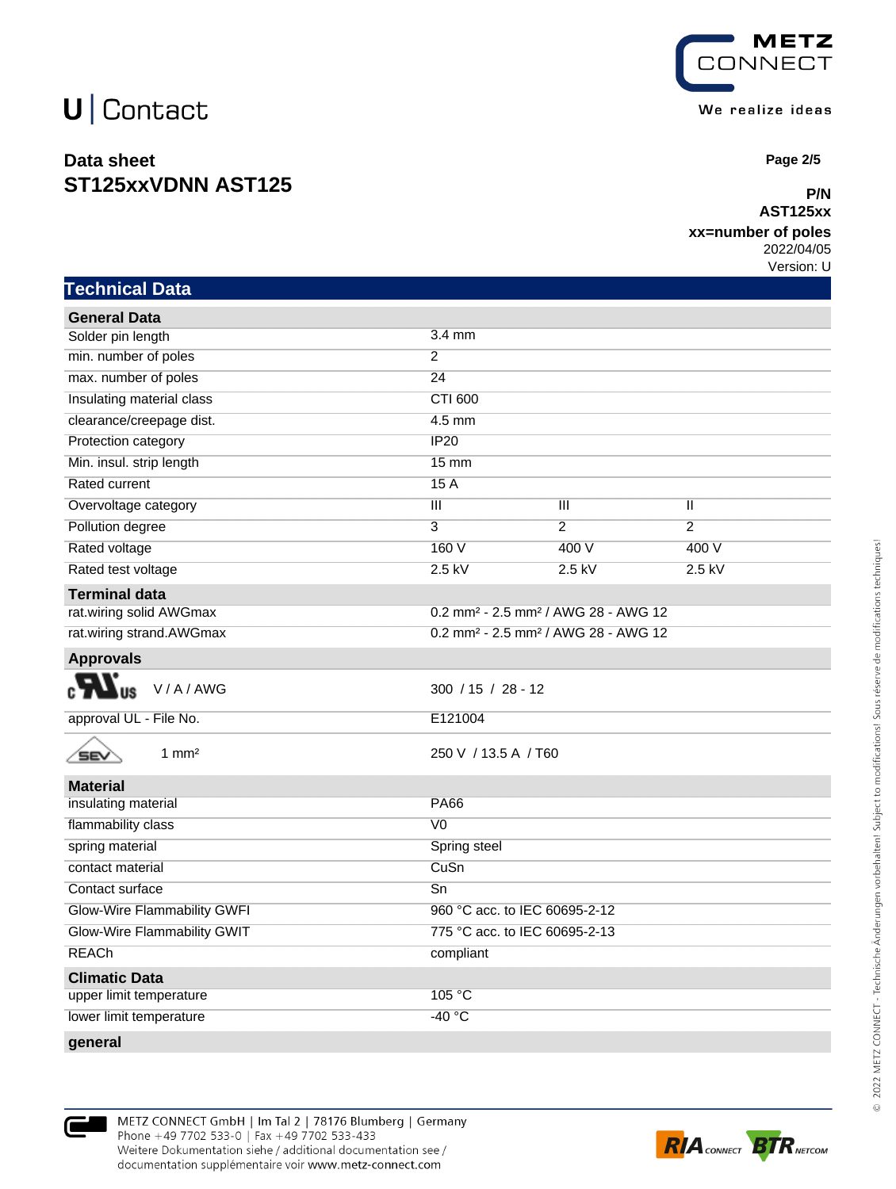U | Contact

**Data sheet**
**ST125xxVDNN AST125**

**P/N**
**AST125xx**
**xx=number of poles**
2022/04/05
Version: U

## Technical Data

| **General Data** | | | |
|---|---|---|---|
| Solder pin length | 3.4 mm | | |
| min. number of poles | 2 | | |
| max. number of poles | 24 | | |
| Insulating material class | CTI 600 | | |
| clearance/creepage dist. | 4.5 mm | | |
| Protection category | IP20 | | |
| Min. insul. strip length | 15 mm | | |
| Rated current | 15 A | | |
| Overvoltage category | III | III | II |
| Pollution degree | 3 | 2 | 2 |
| Rated voltage | 160 V | 400 V | 400 V |
| Rated test voltage | 2.5 kV | 2.5 kV | 2.5 kV |
| **Terminal data** | | | |
| rat.wiring solid AWGmax | 0.2 mm² - 2.5 mm² / AWG 28 - AWG 12 | | |
| rat.wiring strand.AWGmax | 0.2 mm² - 2.5 mm² / AWG 28 - AWG 12 | | |
| **Approvals** | | | |
| cULus V / A / AWG | 300 / 15 / 28 - 12 | | |
| approval UL - File No. | E121004 | | |
| SEV 1 mm² | 250 V / 13.5 A / T60 | | |
| **Material** | | | |
| insulating material | PA66 | | |
| flammability class | V0 | | |
| spring material | Spring steel | | |
| contact material | CuSn | | |
| Contact surface | Sn | | |
| Glow-Wire Flammability GWFI | 960 °C acc. to IEC 60695-2-12 | | |
| Glow-Wire Flammability GWIT | 775 °C acc. to IEC 60695-2-13 | | |
| REACh | compliant | | |
| **Climatic Data** | | | |
| upper limit temperature | 105 °C | | |
| lower limit temperature | -40 °C | | |
| **general** | | | |

METZ CONNECT GmbH | Im Tal 2 | 78176 Blumberg | Germany
Phone +49 7702 533-0 | Fax +49 7702 533-433
Weitere Dokumentation siehe / additional documentation see / documentation supplémentaire voir www.metz-connect.com

© 2022 METZ CONNECT - Technische Änderungen vorbehalten! Subject to modifications! Sous réserve de modifications techniques!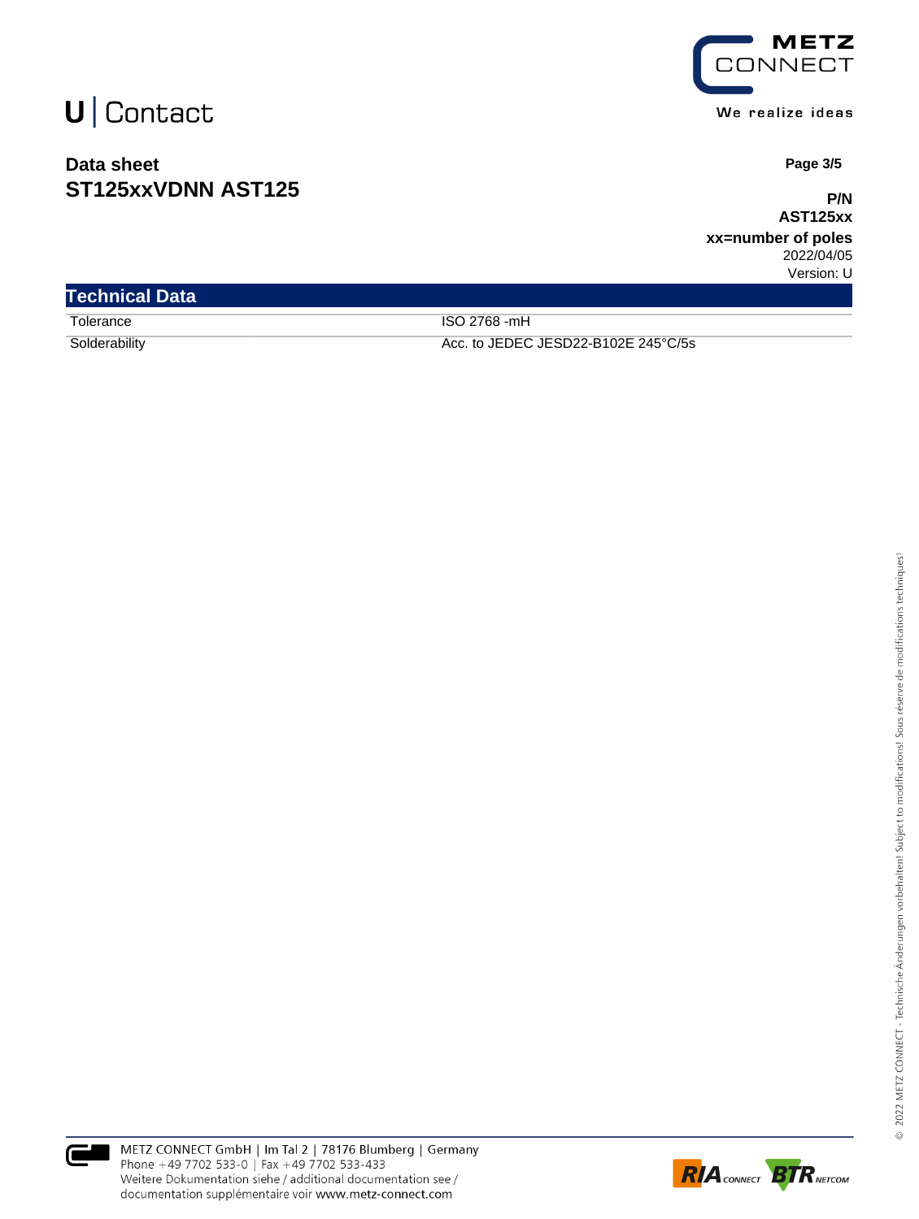U | Contact

**Data sheet**
**ST125xxVDNN AST125**

**P/N**
**AST125xx**
**xx=number of poles**
2022/04/05
Version: U

## Technical Data

| | |
|---|---|
| Tolerance | ISO 2768 -mH |
| Solderability | Acc. to JEDEC JESD22-B102E 245°C/5s |

METZ CONNECT GmbH | Im Tal 2 | 78176 Blumberg | Germany
Phone +49 7702 533-0 | Fax +49 7702 533-433
Weitere Dokumentation siehe / additional documentation see /
documentation supplémentaire voir www.metz-connect.com

© 2022 METZ CONNECT - Technische Änderungen vorbehalten! Subject to modifications! Sous réserve de modifications techniques!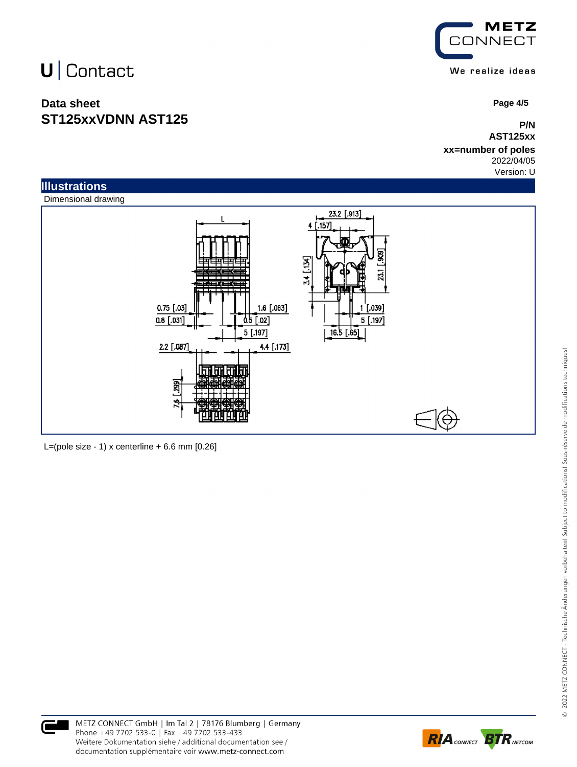U | Contact

**Data sheet**
**ST125xxVDNN AST125**

**P/N**
**AST125xx**
**xx=number of poles**
2022/04/05
Version: U

## Illustrations

Dimensional drawing

L=(pole size - 1) x centerline + 6.6 mm [0.26]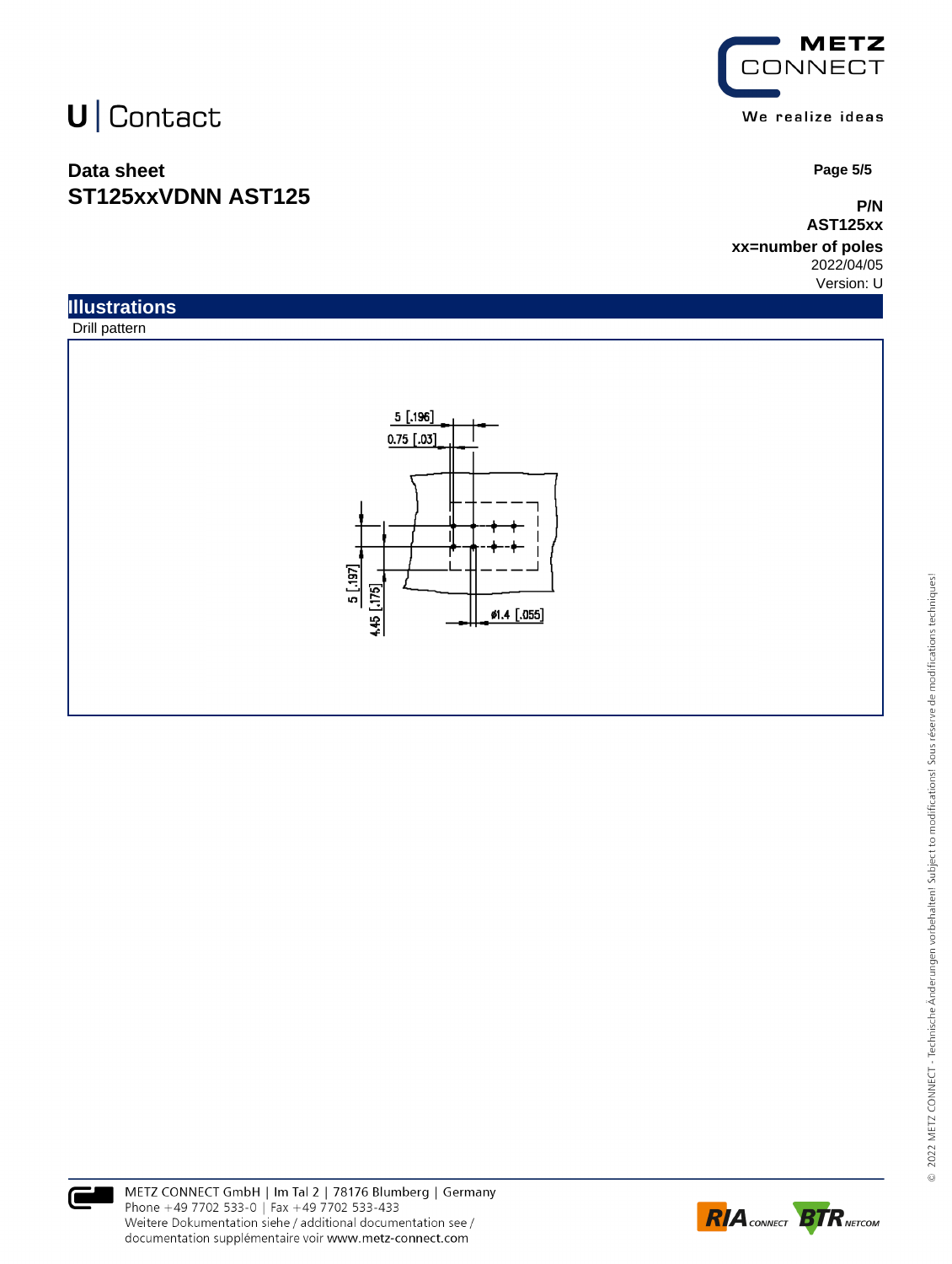# Data sheet
# ST125xxVDNN AST125

**P/N**
**AST125xx**
**xx=number of poles**
2022/04/05
Version: U

## Illustrations

Drill pattern

5 [.196]
0.75 [.03]
5 [.197]
4.45 [.175]
ø1.4 [.055]